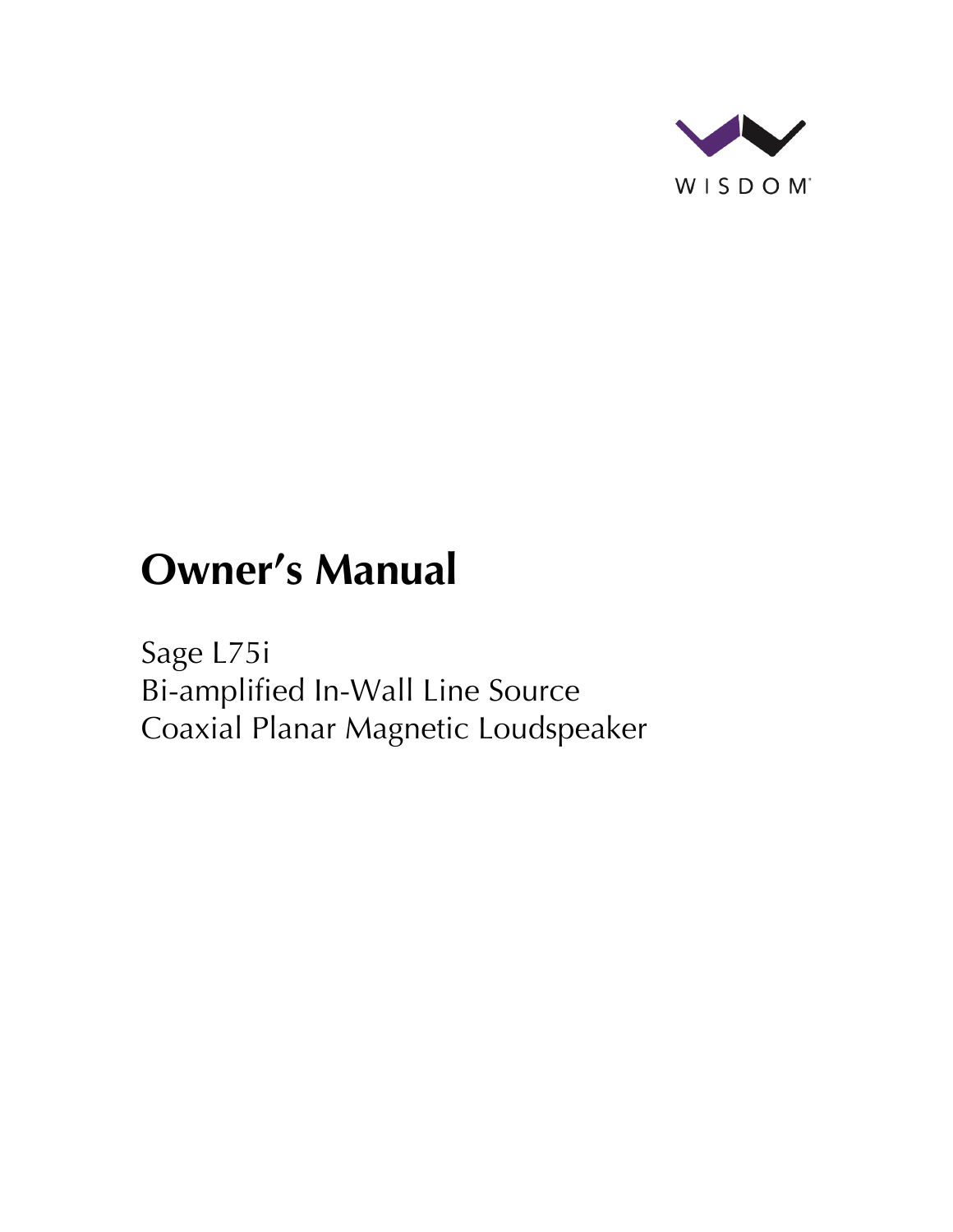WISDOM

# Owner's Manual

Sage L75i
Bi-amplified In-Wall Line Source
Coaxial Planar Magnetic Loudspeaker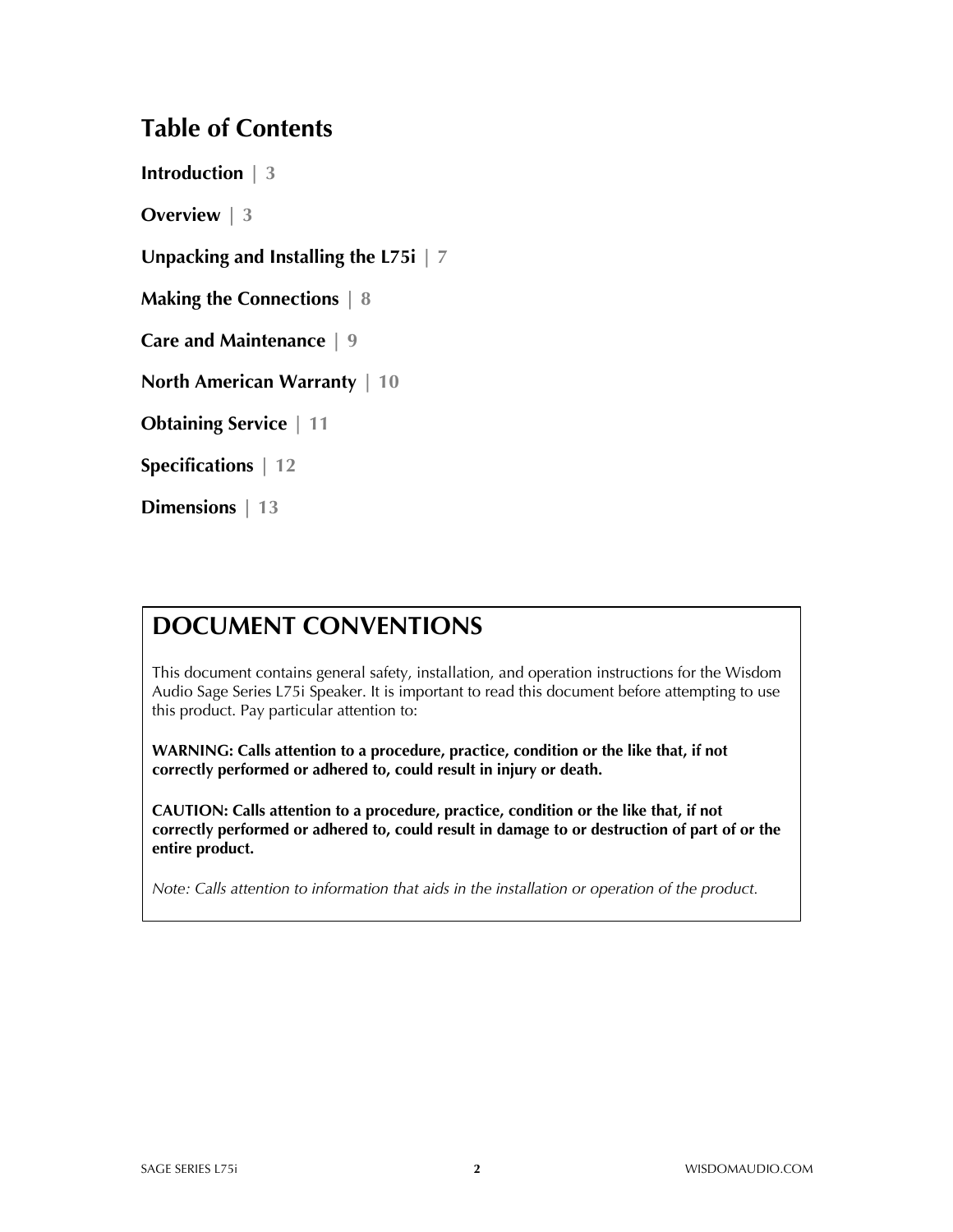# Table of Contents

**Introduction** | 3

**Overview** | 3

**Unpacking and Installing the L75i** | 7

**Making the Connections** | 8

**Care and Maintenance** | 9

**North American Warranty** | 10

**Obtaining Service** | 11

**Specifications** | 12

**Dimensions** | 13

## DOCUMENT CONVENTIONS

This document contains general safety, installation, and operation instructions for the Wisdom Audio Sage Series L75i Speaker. It is important to read this document before attempting to use this product. Pay particular attention to:

**WARNING: Calls attention to a procedure, practice, condition or the like that, if not correctly performed or adhered to, could result in injury or death.**

**CAUTION: Calls attention to a procedure, practice, condition or the like that, if not correctly performed or adhered to, could result in damage to or destruction of part of or the entire product.**

*Note: Calls attention to information that aids in the installation or operation of the product.*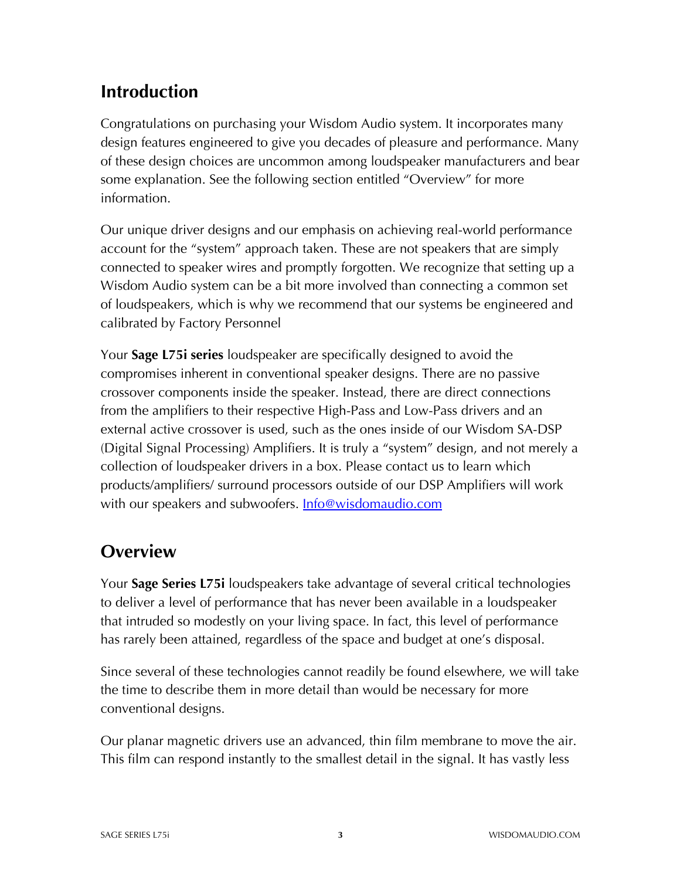## Introduction

Congratulations on purchasing your Wisdom Audio system. It incorporates many design features engineered to give you decades of pleasure and performance. Many of these design choices are uncommon among loudspeaker manufacturers and bear some explanation. See the following section entitled "Overview" for more information.

Our unique driver designs and our emphasis on achieving real-world performance account for the "system" approach taken. These are not speakers that are simply connected to speaker wires and promptly forgotten. We recognize that setting up a Wisdom Audio system can be a bit more involved than connecting a common set of loudspeakers, which is why we recommend that our systems be engineered and calibrated by Factory Personnel

Your **Sage L75i series** loudspeaker are specifically designed to avoid the compromises inherent in conventional speaker designs. There are no passive crossover components inside the speaker. Instead, there are direct connections from the amplifiers to their respective High-Pass and Low-Pass drivers and an external active crossover is used, such as the ones inside of our Wisdom SA-DSP (Digital Signal Processing) Amplifiers. It is truly a "system" design, and not merely a collection of loudspeaker drivers in a box. Please contact us to learn which products/amplifiers/ surround processors outside of our DSP Amplifiers will work with our speakers and subwoofers. [Info@wisdomaudio.com](mailto:Info@wisdomaudio.com)

## Overview

Your **Sage Series L75i** loudspeakers take advantage of several critical technologies to deliver a level of performance that has never been available in a loudspeaker that intruded so modestly on your living space. In fact, this level of performance has rarely been attained, regardless of the space and budget at one's disposal.

Since several of these technologies cannot readily be found elsewhere, we will take the time to describe them in more detail than would be necessary for more conventional designs.

Our planar magnetic drivers use an advanced, thin film membrane to move the air. This film can respond instantly to the smallest detail in the signal. It has vastly less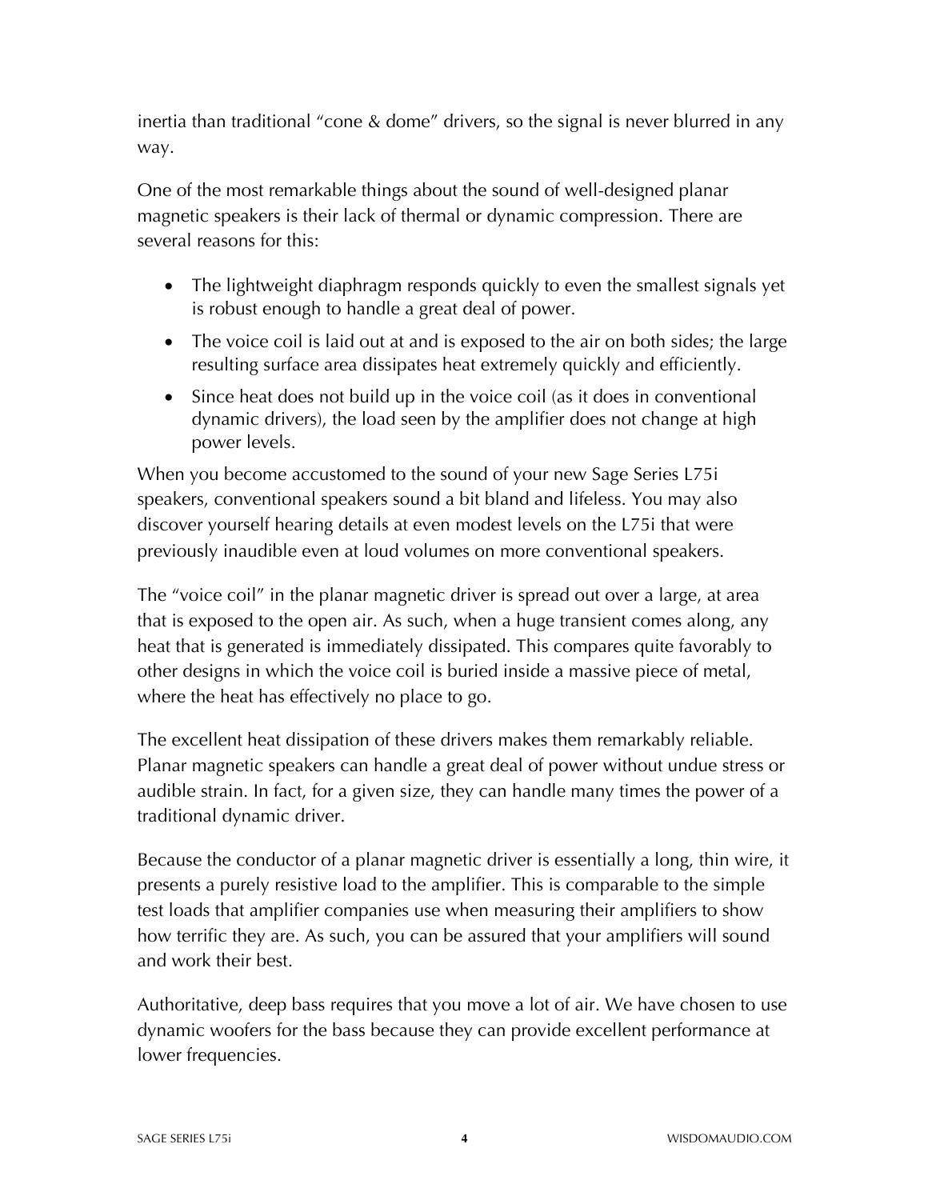inertia than traditional "cone & dome" drivers, so the signal is never blurred in any way.

One of the most remarkable things about the sound of well-designed planar magnetic speakers is their lack of thermal or dynamic compression. There are several reasons for this:

- The lightweight diaphragm responds quickly to even the smallest signals yet is robust enough to handle a great deal of power.
- The voice coil is laid out at and is exposed to the air on both sides; the large resulting surface area dissipates heat extremely quickly and efficiently.
- Since heat does not build up in the voice coil (as it does in conventional dynamic drivers), the load seen by the amplifier does not change at high power levels.

When you become accustomed to the sound of your new Sage Series L75i speakers, conventional speakers sound a bit bland and lifeless. You may also discover yourself hearing details at even modest levels on the L75i that were previously inaudible even at loud volumes on more conventional speakers.

The "voice coil" in the planar magnetic driver is spread out over a large, at area that is exposed to the open air. As such, when a huge transient comes along, any heat that is generated is immediately dissipated. This compares quite favorably to other designs in which the voice coil is buried inside a massive piece of metal, where the heat has effectively no place to go.

The excellent heat dissipation of these drivers makes them remarkably reliable. Planar magnetic speakers can handle a great deal of power without undue stress or audible strain. In fact, for a given size, they can handle many times the power of a traditional dynamic driver.

Because the conductor of a planar magnetic driver is essentially a long, thin wire, it presents a purely resistive load to the amplifier. This is comparable to the simple test loads that amplifier companies use when measuring their amplifiers to show how terrific they are. As such, you can be assured that your amplifiers will sound and work their best.

Authoritative, deep bass requires that you move a lot of air. We have chosen to use dynamic woofers for the bass because they can provide excellent performance at lower frequencies.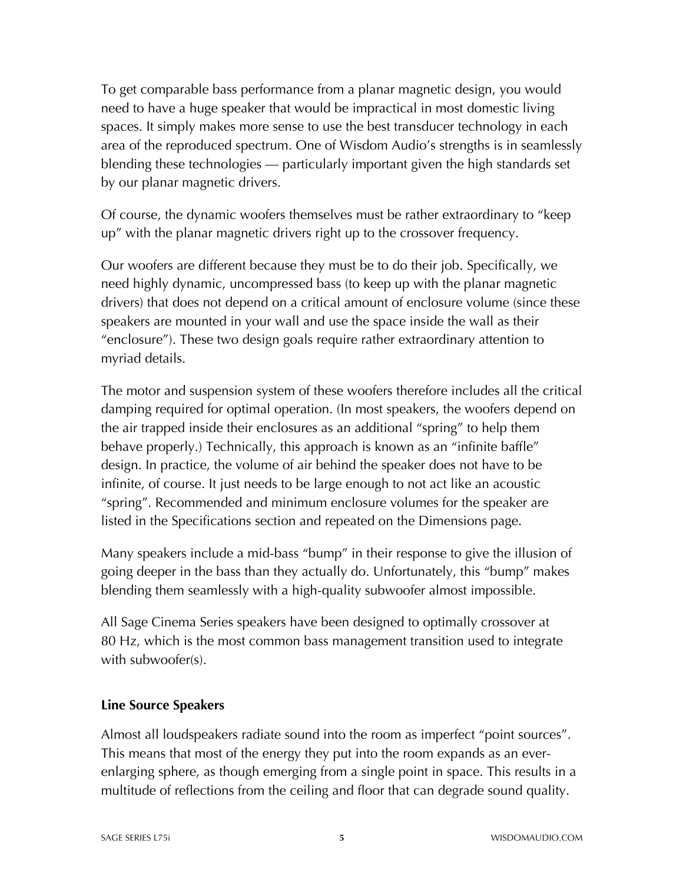To get comparable bass performance from a planar magnetic design, you would need to have a huge speaker that would be impractical in most domestic living spaces. It simply makes more sense to use the best transducer technology in each area of the reproduced spectrum. One of Wisdom Audio's strengths is in seamlessly blending these technologies — particularly important given the high standards set by our planar magnetic drivers.

Of course, the dynamic woofers themselves must be rather extraordinary to "keep up" with the planar magnetic drivers right up to the crossover frequency.

Our woofers are different because they must be to do their job. Specifically, we need highly dynamic, uncompressed bass (to keep up with the planar magnetic drivers) that does not depend on a critical amount of enclosure volume (since these speakers are mounted in your wall and use the space inside the wall as their "enclosure"). These two design goals require rather extraordinary attention to myriad details.

The motor and suspension system of these woofers therefore includes all the critical damping required for optimal operation. (In most speakers, the woofers depend on the air trapped inside their enclosures as an additional "spring" to help them behave properly.) Technically, this approach is known as an "infinite baffle" design. In practice, the volume of air behind the speaker does not have to be infinite, of course. It just needs to be large enough to not act like an acoustic "spring". Recommended and minimum enclosure volumes for the speaker are listed in the Specifications section and repeated on the Dimensions page.

Many speakers include a mid-bass "bump" in their response to give the illusion of going deeper in the bass than they actually do. Unfortunately, this "bump" makes blending them seamlessly with a high-quality subwoofer almost impossible.

All Sage Cinema Series speakers have been designed to optimally crossover at 80 Hz, which is the most common bass management transition used to integrate with subwoofer(s).

### Line Source Speakers

Almost all loudspeakers radiate sound into the room as imperfect "point sources". This means that most of the energy they put into the room expands as an ever-enlarging sphere, as though emerging from a single point in space. This results in a multitude of reflections from the ceiling and floor that can degrade sound quality.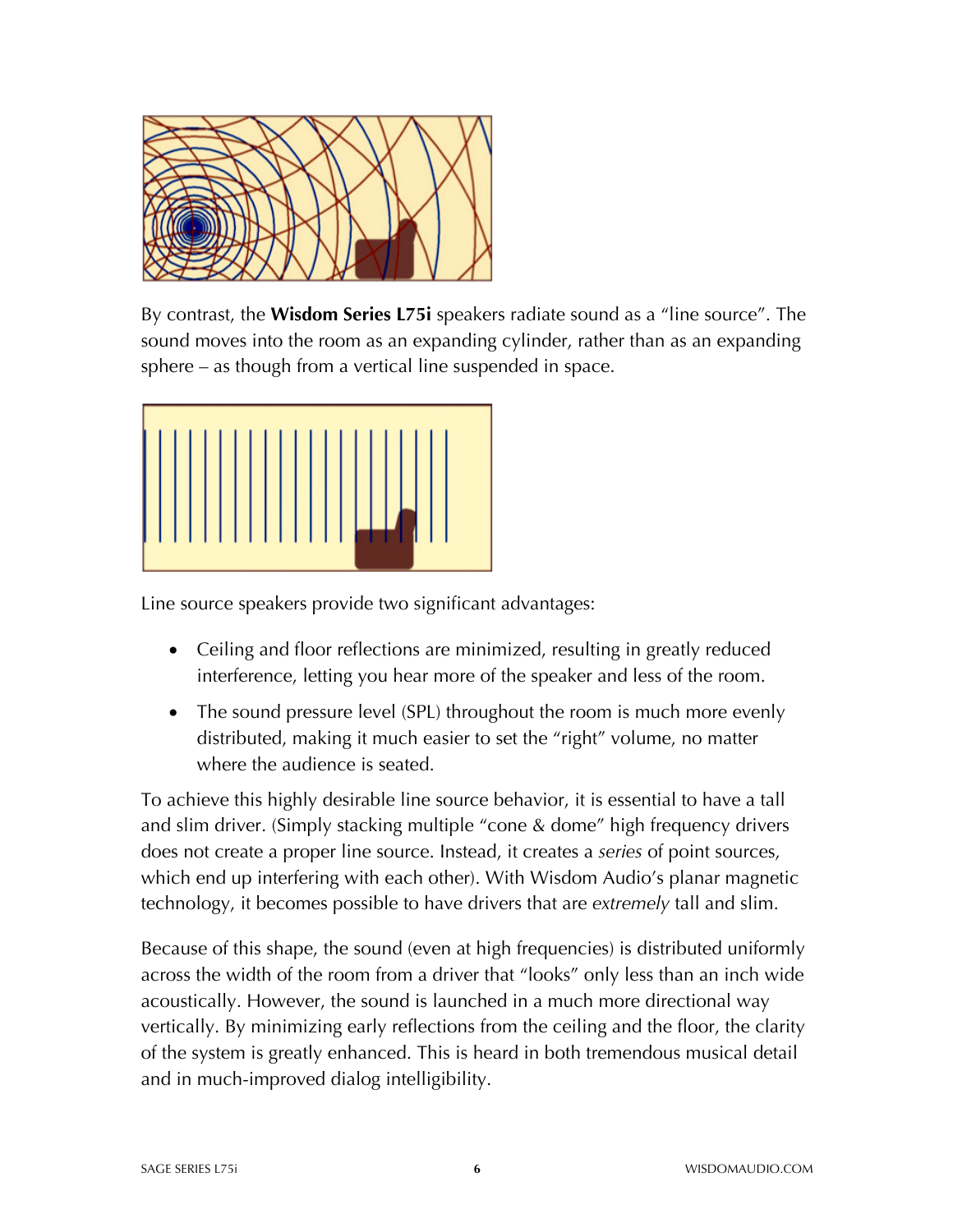By contrast, the **Wisdom Series L75i** speakers radiate sound as a "line source". The sound moves into the room as an expanding cylinder, rather than as an expanding sphere – as though from a vertical line suspended in space.

Line source speakers provide two significant advantages:

- Ceiling and floor reflections are minimized, resulting in greatly reduced interference, letting you hear more of the speaker and less of the room.
- The sound pressure level (SPL) throughout the room is much more evenly distributed, making it much easier to set the "right" volume, no matter where the audience is seated.

To achieve this highly desirable line source behavior, it is essential to have a tall and slim driver. (Simply stacking multiple "cone & dome" high frequency drivers does not create a proper line source. Instead, it creates a *series* of point sources, which end up interfering with each other). With Wisdom Audio's planar magnetic technology, it becomes possible to have drivers that are *extremely* tall and slim.

Because of this shape, the sound (even at high frequencies) is distributed uniformly across the width of the room from a driver that "looks" only less than an inch wide acoustically. However, the sound is launched in a much more directional way vertically. By minimizing early reflections from the ceiling and the floor, the clarity of the system is greatly enhanced. This is heard in both tremendous musical detail and in much-improved dialog intelligibility.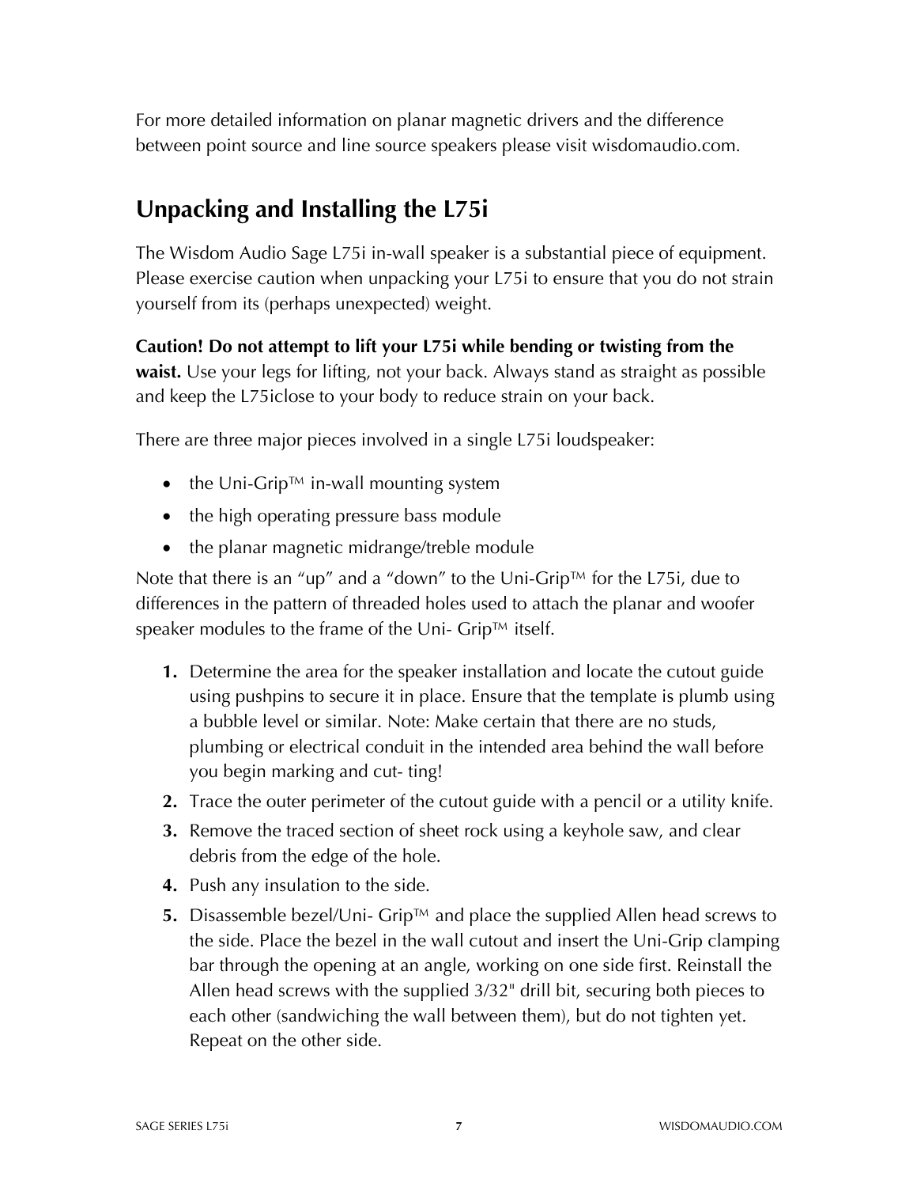For more detailed information on planar magnetic drivers and the difference between point source and line source speakers please visit wisdomaudio.com.

## Unpacking and Installing the L75i

The Wisdom Audio Sage L75i in-wall speaker is a substantial piece of equipment. Please exercise caution when unpacking your L75i to ensure that you do not strain yourself from its (perhaps unexpected) weight.

**Caution! Do not attempt to lift your L75i while bending or twisting from the waist.** Use your legs for lifting, not your back. Always stand as straight as possible and keep the L75iclose to your body to reduce strain on your back.

There are three major pieces involved in a single L75i loudspeaker:

- the Uni-Grip™ in-wall mounting system
- the high operating pressure bass module
- the planar magnetic midrange/treble module

Note that there is an "up" and a "down" to the Uni-Grip™ for the L75i, due to differences in the pattern of threaded holes used to attach the planar and woofer speaker modules to the frame of the Uni- Grip™ itself.

1. Determine the area for the speaker installation and locate the cutout guide using pushpins to secure it in place. Ensure that the template is plumb using a bubble level or similar. Note: Make certain that there are no studs, plumbing or electrical conduit in the intended area behind the wall before you begin marking and cut- ting!
2. Trace the outer perimeter of the cutout guide with a pencil or a utility knife.
3. Remove the traced section of sheet rock using a keyhole saw, and clear debris from the edge of the hole.
4. Push any insulation to the side.
5. Disassemble bezel/Uni- Grip™ and place the supplied Allen head screws to the side. Place the bezel in the wall cutout and insert the Uni-Grip clamping bar through the opening at an angle, working on one side first. Reinstall the Allen head screws with the supplied 3/32" drill bit, securing both pieces to each other (sandwiching the wall between them), but do not tighten yet. Repeat on the other side.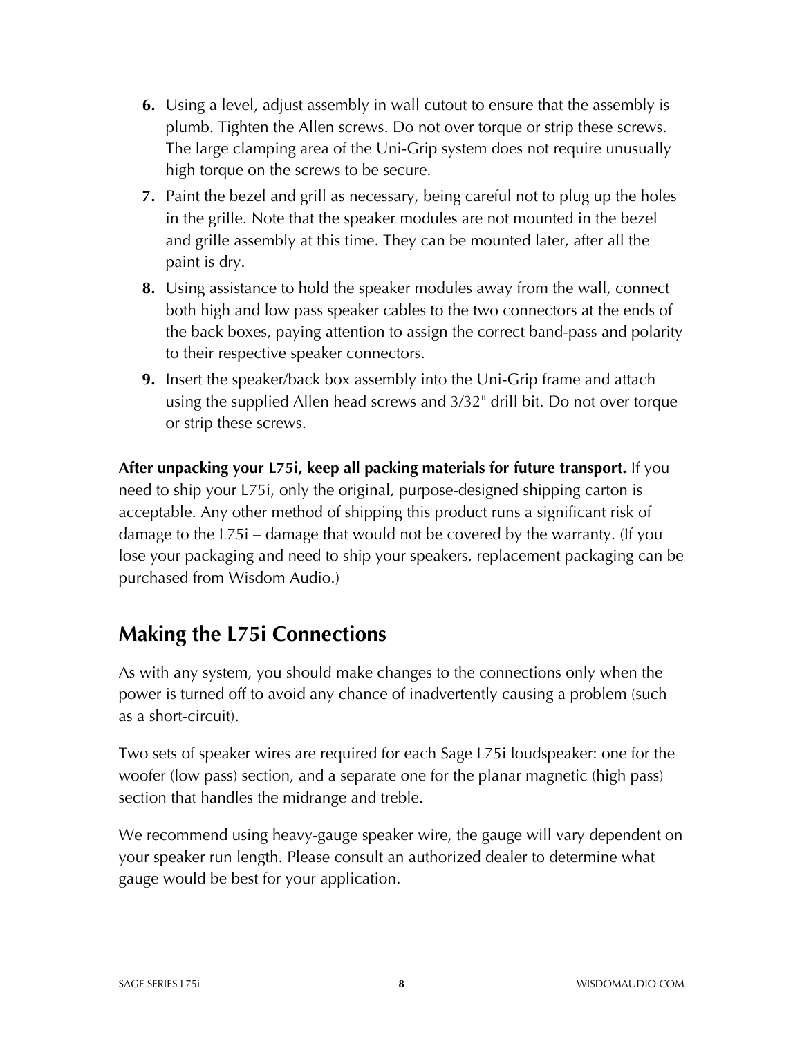6. Using a level, adjust assembly in wall cutout to ensure that the assembly is plumb. Tighten the Allen screws. Do not over torque or strip these screws. The large clamping area of the Uni-Grip system does not require unusually high torque on the screws to be secure.
7. Paint the bezel and grill as necessary, being careful not to plug up the holes in the grille. Note that the speaker modules are not mounted in the bezel and grille assembly at this time. They can be mounted later, after all the paint is dry.
8. Using assistance to hold the speaker modules away from the wall, connect both high and low pass speaker cables to the two connectors at the ends of the back boxes, paying attention to assign the correct band-pass and polarity to their respective speaker connectors.
9. Insert the speaker/back box assembly into the Uni-Grip frame and attach using the supplied Allen head screws and 3/32" drill bit. Do not over torque or strip these screws.

**After unpacking your L75i, keep all packing materials for future transport.** If you need to ship your L75i, only the original, purpose-designed shipping carton is acceptable. Any other method of shipping this product runs a significant risk of damage to the L75i – damage that would not be covered by the warranty. (If you lose your packaging and need to ship your speakers, replacement packaging can be purchased from Wisdom Audio.)

## Making the L75i Connections

As with any system, you should make changes to the connections only when the power is turned off to avoid any chance of inadvertently causing a problem (such as a short-circuit).

Two sets of speaker wires are required for each Sage L75i loudspeaker: one for the woofer (low pass) section, and a separate one for the planar magnetic (high pass) section that handles the midrange and treble.

We recommend using heavy-gauge speaker wire, the gauge will vary dependent on your speaker run length. Please consult an authorized dealer to determine what gauge would be best for your application.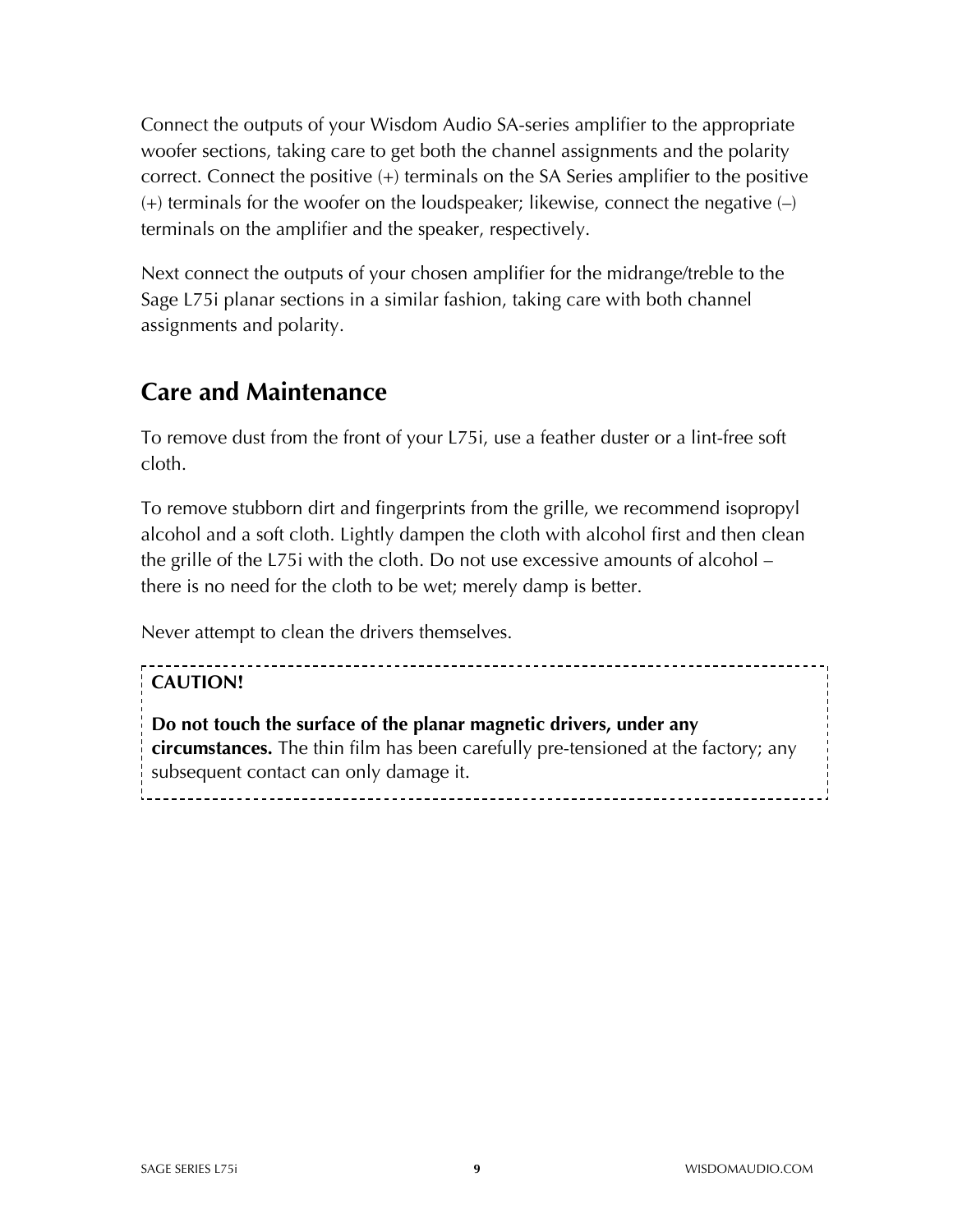Connect the outputs of your Wisdom Audio SA-series amplifier to the appropriate woofer sections, taking care to get both the channel assignments and the polarity correct. Connect the positive (+) terminals on the SA Series amplifier to the positive (+) terminals for the woofer on the loudspeaker; likewise, connect the negative (–) terminals on the amplifier and the speaker, respectively.

Next connect the outputs of your chosen amplifier for the midrange/treble to the Sage L75i planar sections in a similar fashion, taking care with both channel assignments and polarity.

## Care and Maintenance

To remove dust from the front of your L75i, use a feather duster or a lint-free soft cloth.

To remove stubborn dirt and fingerprints from the grille, we recommend isopropyl alcohol and a soft cloth. Lightly dampen the cloth with alcohol first and then clean the grille of the L75i with the cloth. Do not use excessive amounts of alcohol – there is no need for the cloth to be wet; merely damp is better.

Never attempt to clean the drivers themselves.

**CAUTION!**

**Do not touch the surface of the planar magnetic drivers, under any circumstances.** The thin film has been carefully pre-tensioned at the factory; any subsequent contact can only damage it.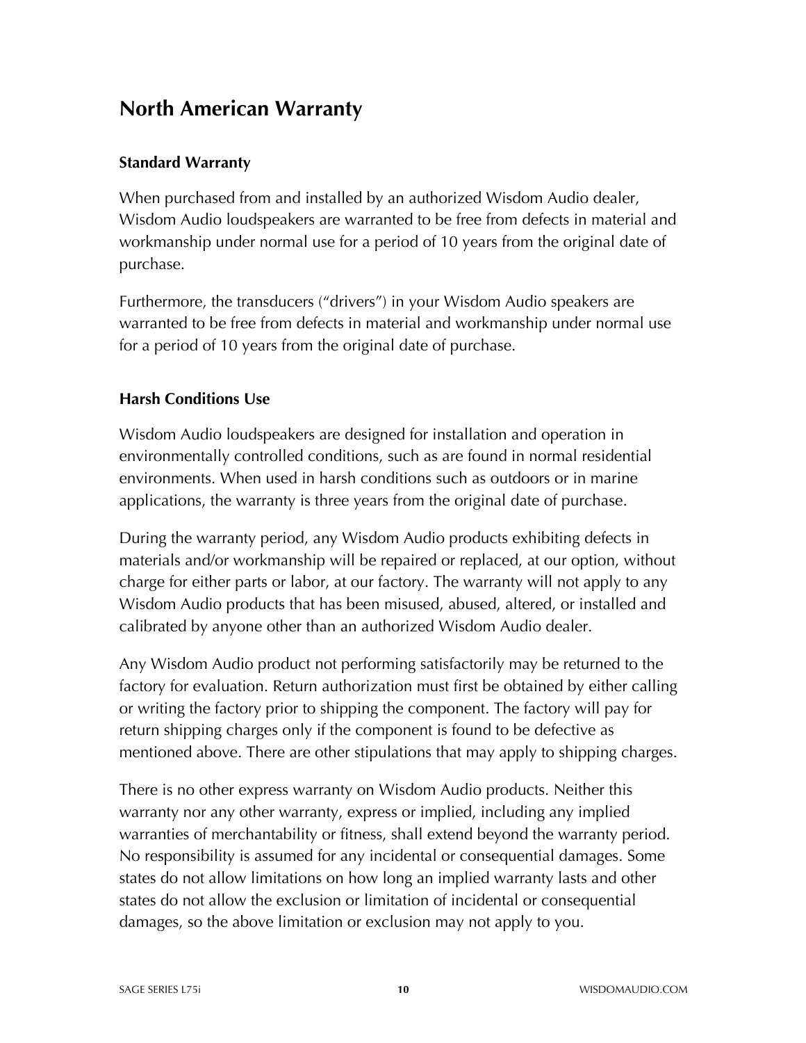# North American Warranty

### Standard Warranty

When purchased from and installed by an authorized Wisdom Audio dealer, Wisdom Audio loudspeakers are warranted to be free from defects in material and workmanship under normal use for a period of 10 years from the original date of purchase.

Furthermore, the transducers ("drivers") in your Wisdom Audio speakers are warranted to be free from defects in material and workmanship under normal use for a period of 10 years from the original date of purchase.

### Harsh Conditions Use

Wisdom Audio loudspeakers are designed for installation and operation in environmentally controlled conditions, such as are found in normal residential environments. When used in harsh conditions such as outdoors or in marine applications, the warranty is three years from the original date of purchase.

During the warranty period, any Wisdom Audio products exhibiting defects in materials and/or workmanship will be repaired or replaced, at our option, without charge for either parts or labor, at our factory. The warranty will not apply to any Wisdom Audio products that has been misused, abused, altered, or installed and calibrated by anyone other than an authorized Wisdom Audio dealer.

Any Wisdom Audio product not performing satisfactorily may be returned to the factory for evaluation. Return authorization must first be obtained by either calling or writing the factory prior to shipping the component. The factory will pay for return shipping charges only if the component is found to be defective as mentioned above. There are other stipulations that may apply to shipping charges.

There is no other express warranty on Wisdom Audio products. Neither this warranty nor any other warranty, express or implied, including any implied warranties of merchantability or fitness, shall extend beyond the warranty period. No responsibility is assumed for any incidental or consequential damages. Some states do not allow limitations on how long an implied warranty lasts and other states do not allow the exclusion or limitation of incidental or consequential damages, so the above limitation or exclusion may not apply to you.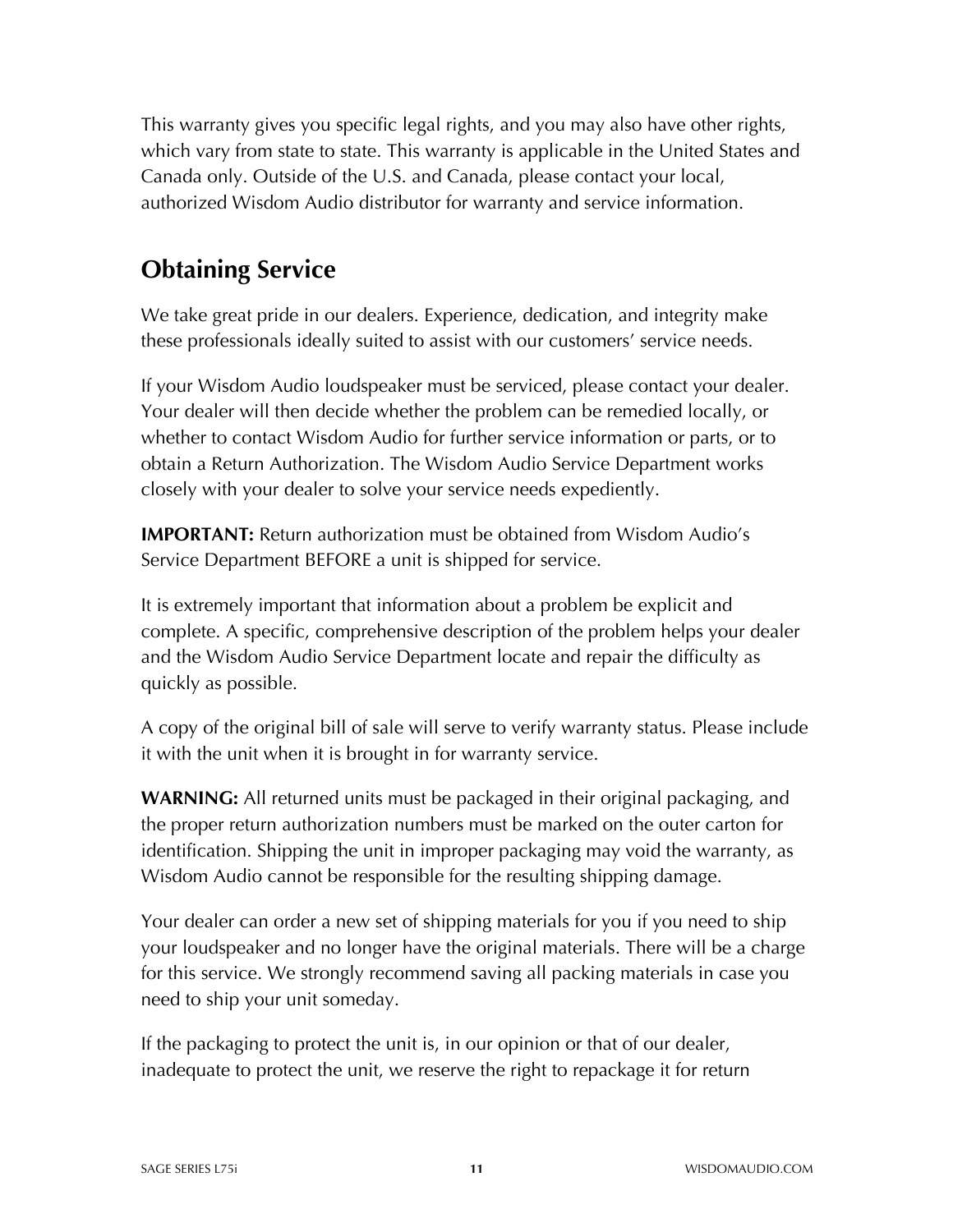This warranty gives you specific legal rights, and you may also have other rights, which vary from state to state. This warranty is applicable in the United States and Canada only. Outside of the U.S. and Canada, please contact your local, authorized Wisdom Audio distributor for warranty and service information.

## Obtaining Service

We take great pride in our dealers. Experience, dedication, and integrity make these professionals ideally suited to assist with our customers' service needs.

If your Wisdom Audio loudspeaker must be serviced, please contact your dealer. Your dealer will then decide whether the problem can be remedied locally, or whether to contact Wisdom Audio for further service information or parts, or to obtain a Return Authorization. The Wisdom Audio Service Department works closely with your dealer to solve your service needs expediently.

**IMPORTANT:** Return authorization must be obtained from Wisdom Audio's Service Department BEFORE a unit is shipped for service.

It is extremely important that information about a problem be explicit and complete. A specific, comprehensive description of the problem helps your dealer and the Wisdom Audio Service Department locate and repair the difficulty as quickly as possible.

A copy of the original bill of sale will serve to verify warranty status. Please include it with the unit when it is brought in for warranty service.

**WARNING:** All returned units must be packaged in their original packaging, and the proper return authorization numbers must be marked on the outer carton for identification. Shipping the unit in improper packaging may void the warranty, as Wisdom Audio cannot be responsible for the resulting shipping damage.

Your dealer can order a new set of shipping materials for you if you need to ship your loudspeaker and no longer have the original materials. There will be a charge for this service. We strongly recommend saving all packing materials in case you need to ship your unit someday.

If the packaging to protect the unit is, in our opinion or that of our dealer, inadequate to protect the unit, we reserve the right to repackage it for return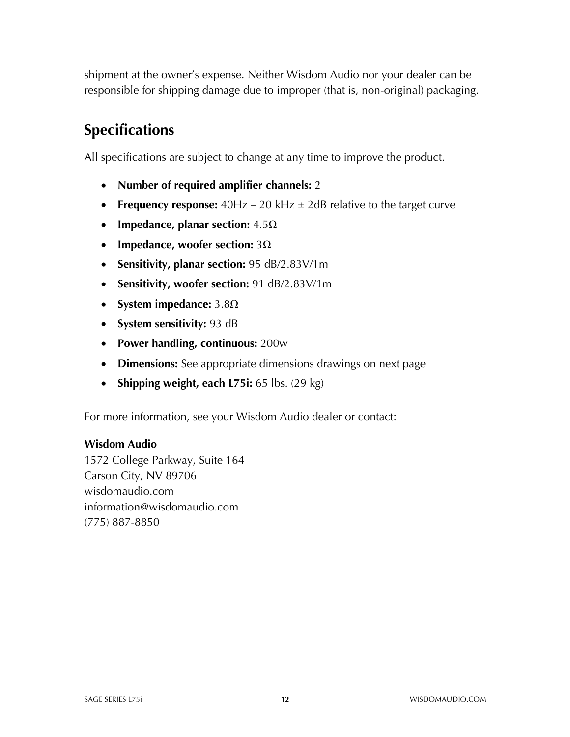shipment at the owner's expense. Neither Wisdom Audio nor your dealer can be responsible for shipping damage due to improper (that is, non-original) packaging.

## Specifications

All specifications are subject to change at any time to improve the product.

- **Number of required amplifier channels:** 2
- **Frequency response:** 40Hz – 20 kHz ± 2dB relative to the target curve
- **Impedance, planar section:** 4.5Ω
- **Impedance, woofer section:** 3Ω
- **Sensitivity, planar section:** 95 dB/2.83V/1m
- **Sensitivity, woofer section:** 91 dB/2.83V/1m
- **System impedance:** 3.8Ω
- **System sensitivity:** 93 dB
- **Power handling, continuous:** 200w
- **Dimensions:** See appropriate dimensions drawings on next page
- **Shipping weight, each L75i:** 65 lbs. (29 kg)

For more information, see your Wisdom Audio dealer or contact:

**Wisdom Audio**
1572 College Parkway, Suite 164
Carson City, NV 89706
wisdomaudio.com
information@wisdomaudio.com
(775) 887-8850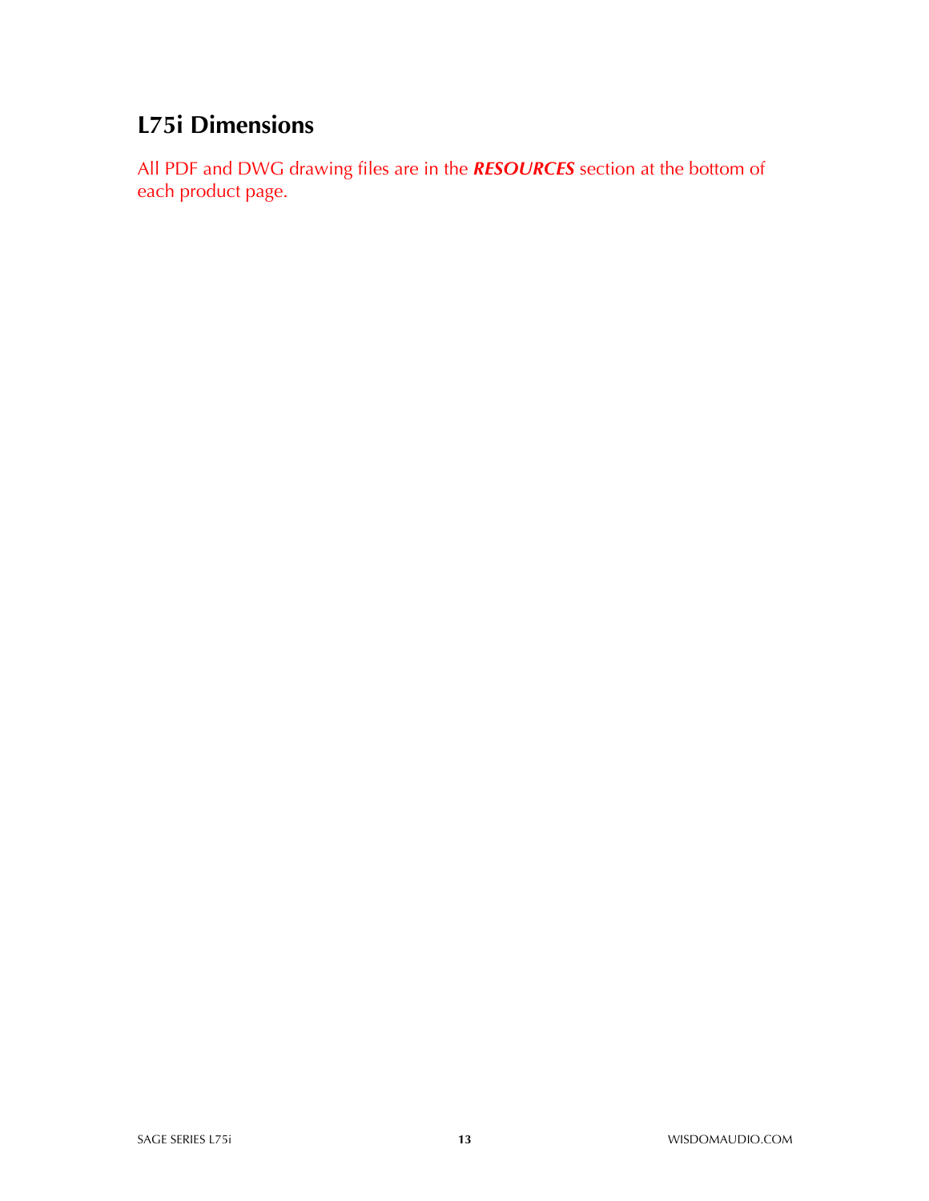## L75i Dimensions

All PDF and DWG drawing files are in the ***RESOURCES*** section at the bottom of each product page.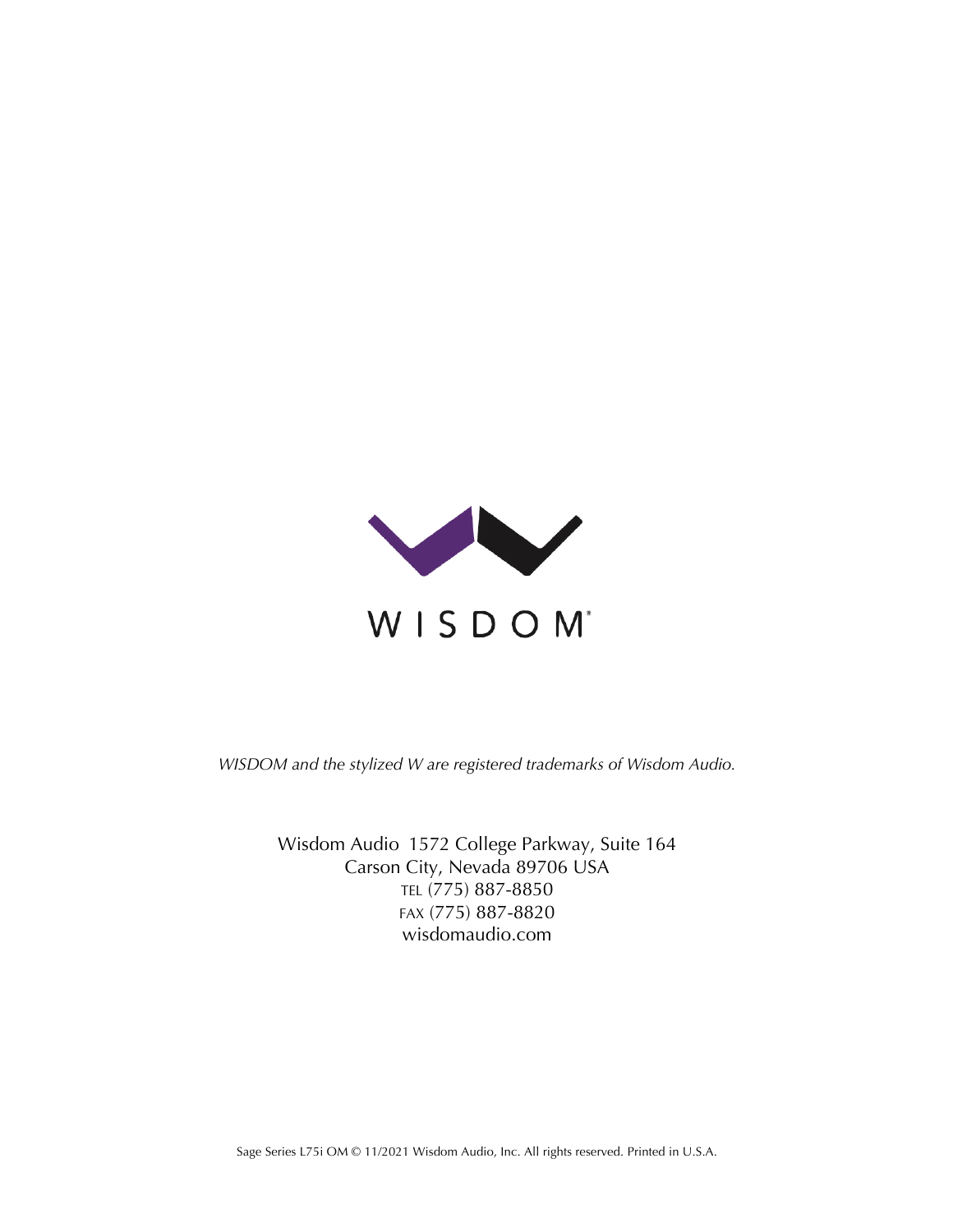WISDOM®

*WISDOM and the stylized W are registered trademarks of Wisdom Audio.*

Wisdom Audio  1572 College Parkway, Suite 164
Carson City, Nevada 89706 USA
TEL (775) 887-8850
FAX (775) 887-8820
wisdomaudio.com

Sage Series L75i OM © 11/2021 Wisdom Audio, Inc. All rights reserved. Printed in U.S.A.